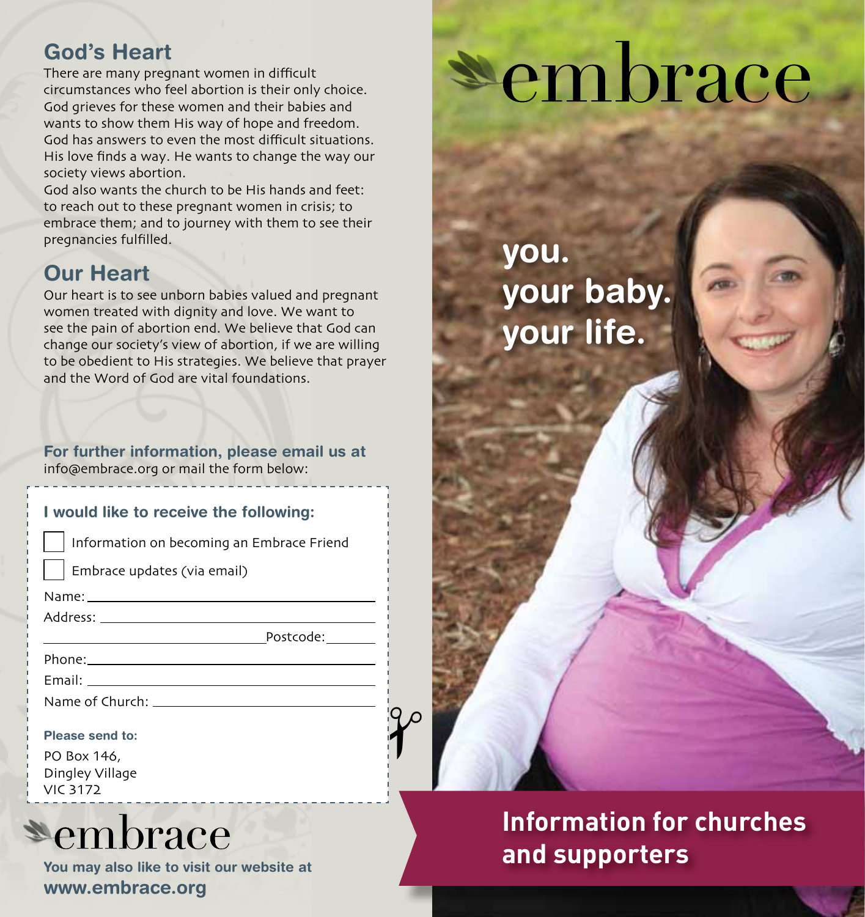## God's Heart

There are many pregnant women in difficult circumstances who feel abortion is their only choice. God grieves for these women and their babies and wants to show them His way of hope and freedom. God has answers to even the most difficult situations. His love finds a way. He wants to change the way our society views abortion.

God also wants the church to be His hands and feet: to reach out to these pregnant women in crisis; to embrace them; and to journey with them to see their pregnancies fulfilled.

## Our Heart

Our heart is to see unborn babies valued and pregnant women treated with dignity and love. We want to see the pain of abortion end. We believe that God can change our society's view of abortion, if we are willing to be obedient to His strategies. We believe that prayer and the Word of God are vital foundations.

**For further information, please email us at** info@embrace.org or mail the form below:

**I would like to receive the following:**

- [ ] Information on becoming an Embrace Friend
- [ ] Embrace updates (via email)

Name: ______________________________

Address: ______________________________

______________________________ Postcode: ________

Phone: ______________________________

Email: ______________________________

Name of Church: ______________________________

**Please send to:**

PO Box 146,
Dingley Village
VIC 3172

embrace

**You may also like to visit our website at**
**www.embrace.org**

# embrace

**you.**
**your baby.**
**your life.**

## Information for churches and supporters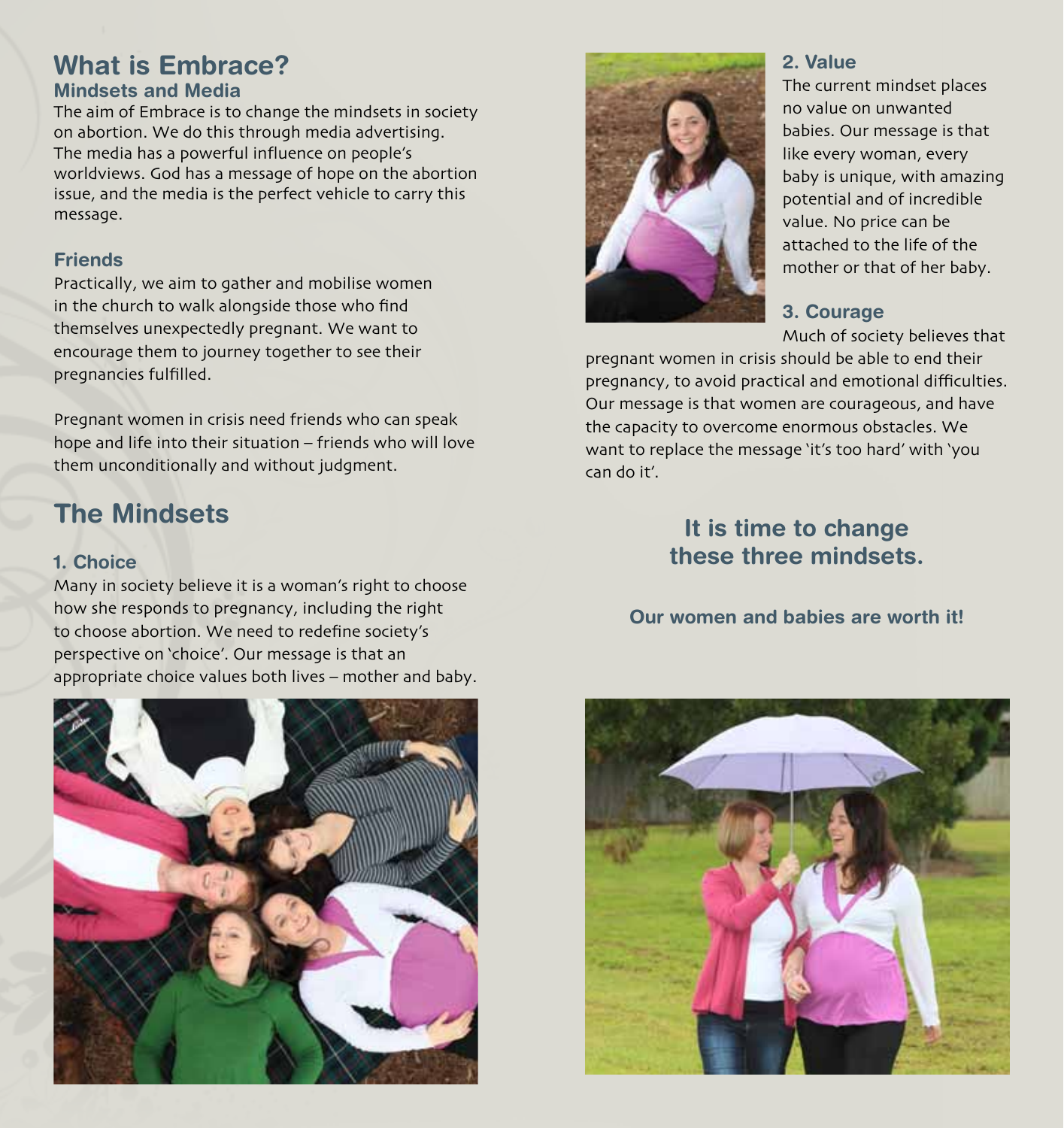# What is Embrace?

### Mindsets and Media

The aim of Embrace is to change the mindsets in society on abortion. We do this through media advertising. The media has a powerful influence on people's worldviews. God has a message of hope on the abortion issue, and the media is the perfect vehicle to carry this message.

### Friends

Practically, we aim to gather and mobilise women in the church to walk alongside those who find themselves unexpectedly pregnant. We want to encourage them to journey together to see their pregnancies fulfilled.

Pregnant women in crisis need friends who can speak hope and life into their situation – friends who will love them unconditionally and without judgment.

## The Mindsets

### 1. Choice

Many in society believe it is a woman's right to choose how she responds to pregnancy, including the right to choose abortion. We need to redefine society's perspective on 'choice'. Our message is that an appropriate choice values both lives – mother and baby.

### 2. Value

The current mindset places no value on unwanted babies. Our message is that like every woman, every baby is unique, with amazing potential and of incredible value. No price can be attached to the life of the mother or that of her baby.

### 3. Courage

Much of society believes that pregnant women in crisis should be able to end their pregnancy, to avoid practical and emotional difficulties. Our message is that women are courageous, and have the capacity to overcome enormous obstacles. We want to replace the message 'it's too hard' with 'you can do it'.

## It is time to change these three mindsets.

**Our women and babies are worth it!**